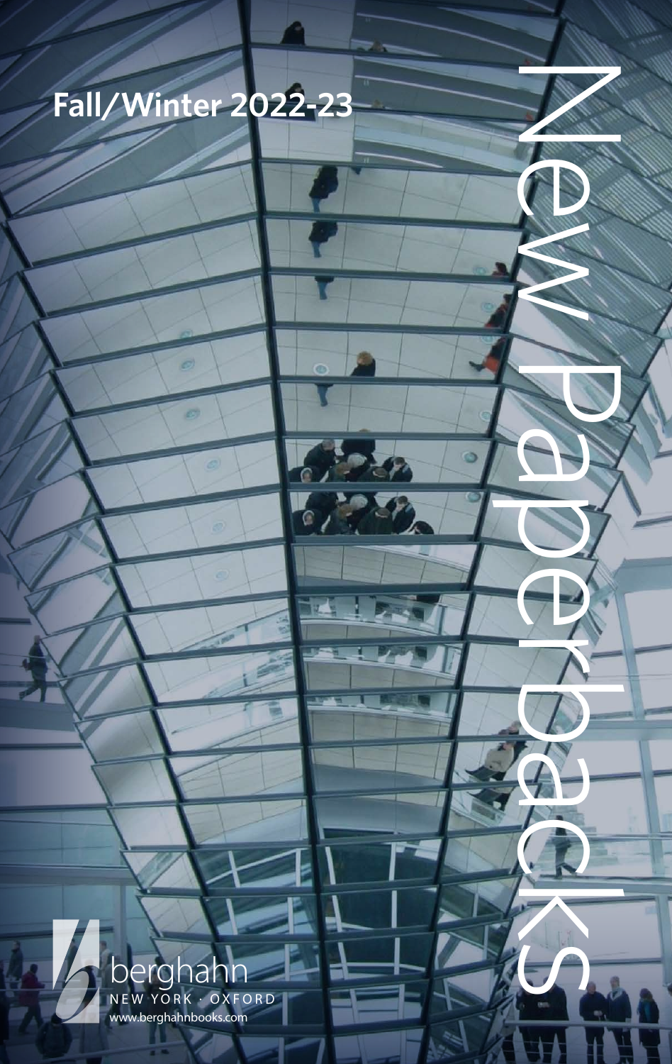# Fall/Winter 2022-23

# New Paperbacks

berghahn
NEW YORK · OXFORD
www.berghahnbooks.com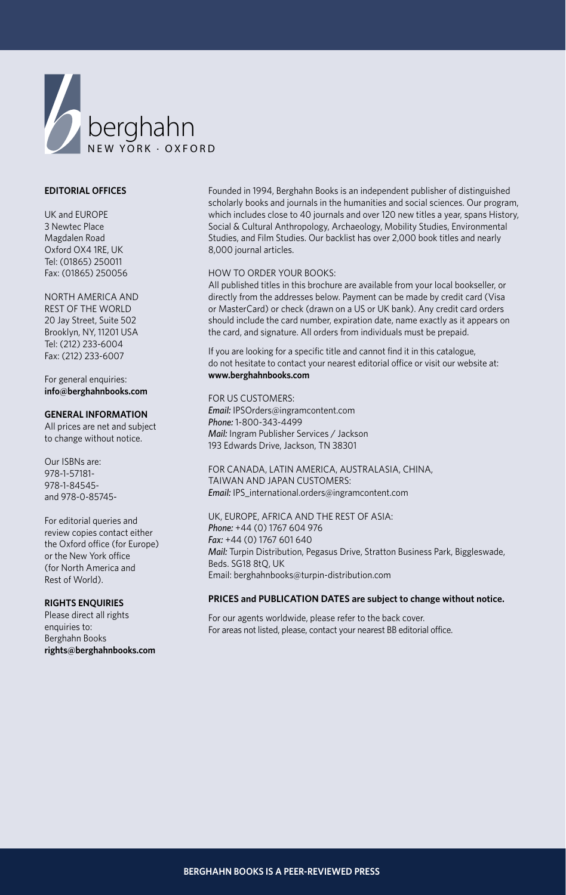berghahn
NEW YORK · OXFORD

**EDITORIAL OFFICES**

UK and EUROPE
3 Newtec Place
Magdalen Road
Oxford OX4 1RE, UK
Tel: (01865) 250011
Fax: (01865) 250056

NORTH AMERICA AND
REST OF THE WORLD
20 Jay Street, Suite 502
Brooklyn, NY, 11201 USA
Tel: (212) 233-6004
Fax: (212) 233-6007

For general enquiries:
**info@berghahnbooks.com**

**GENERAL INFORMATION**

All prices are net and subject to change without notice.

Our ISBNs are:
978-1-57181-
978-1-84545-
and 978-0-85745-

For editorial queries and review copies contact either the Oxford office (for Europe) or the New York office (for North America and Rest of World).

**RIGHTS ENQUIRIES**

Please direct all rights enquiries to:
Berghahn Books
**rights@berghahnbooks.com**

Founded in 1994, Berghahn Books is an independent publisher of distinguished scholarly books and journals in the humanities and social sciences. Our program, which includes close to 40 journals and over 120 new titles a year, spans History, Social & Cultural Anthropology, Archaeology, Mobility Studies, Environmental Studies, and Film Studies. Our backlist has over 2,000 book titles and nearly 8,000 journal articles.

HOW TO ORDER YOUR BOOKS:

All published titles in this brochure are available from your local bookseller, or directly from the addresses below. Payment can be made by credit card (Visa or MasterCard) or check (drawn on a US or UK bank). Any credit card orders should include the card number, expiration date, name exactly as it appears on the card, and signature. All orders from individuals must be prepaid.

If you are looking for a specific title and cannot find it in this catalogue, do not hesitate to contact your nearest editorial office or visit our website at: **www.berghahnbooks.com**

FOR US CUSTOMERS:
***Email:*** IPSOrders@ingramcontent.com
***Phone:*** 1-800-343-4499
***Mail:*** Ingram Publisher Services / Jackson
193 Edwards Drive, Jackson, TN 38301

FOR CANADA, LATIN AMERICA, AUSTRALASIA, CHINA, TAIWAN AND JAPAN CUSTOMERS:
***Email:*** IPS_international.orders@ingramcontent.com

UK, EUROPE, AFRICA AND THE REST OF ASIA:
***Phone:*** +44 (0) 1767 604 976
***Fax:*** +44 (0) 1767 601 640
***Mail:*** Turpin Distribution, Pegasus Drive, Stratton Business Park, Biggleswade, Beds. SG18 8tQ, UK
Email: berghahnbooks@turpin-distribution.com

**PRICES and PUBLICATION DATES are subject to change without notice.**

For our agents worldwide, please refer to the back cover.
For areas not listed, please, contact your nearest BB editorial office.

**BERGHAHN BOOKS IS A PEER-REVIEWED PRESS**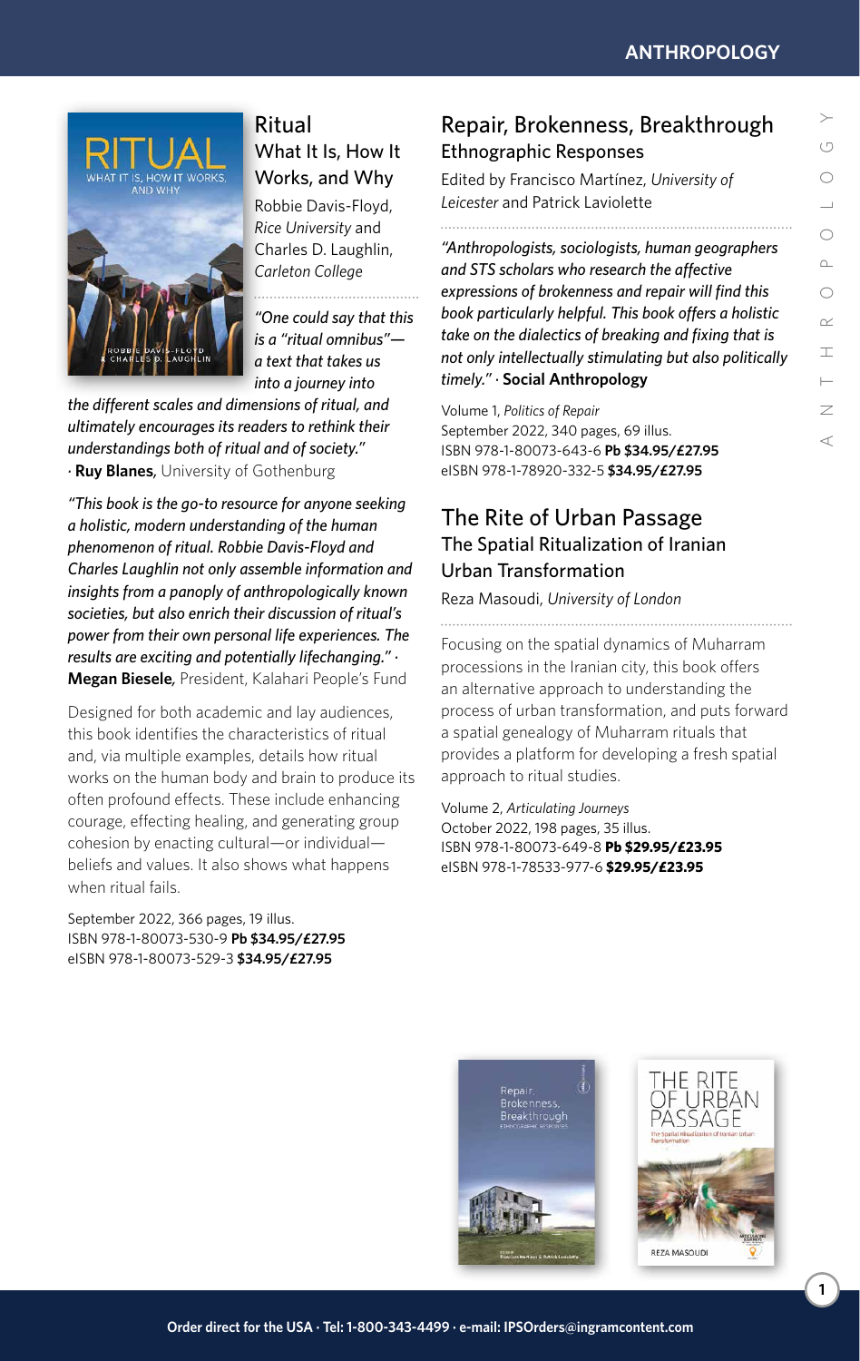# Ritual

## What It Is, How It Works, and Why

Robbie Davis-Floyd, *Rice University* and Charles D. Laughlin, *Carleton College*

*"One could say that this is a "ritual omnibus"—a text that takes us into a journey into the different scales and dimensions of ritual, and ultimately encourages its readers to rethink their understandings both of ritual and of society."* · **Ruy Blanes**, University of Gothenburg

*"This book is the go-to resource for anyone seeking a holistic, modern understanding of the human phenomenon of ritual. Robbie Davis-Floyd and Charles Laughlin not only assemble information and insights from a panoply of anthropologically known societies, but also enrich their discussion of ritual's power from their own personal life experiences. The results are exciting and potentially lifechanging."* · **Megan Biesele**, President, Kalahari People's Fund

Designed for both academic and lay audiences, this book identifies the characteristics of ritual and, via multiple examples, details how ritual works on the human body and brain to produce its often profound effects. These include enhancing courage, effecting healing, and generating group cohesion by enacting cultural—or individual—beliefs and values. It also shows what happens when ritual fails.

September 2022, 366 pages, 19 illus.
ISBN 978-1-80073-530-9 **Pb $34.95/£27.95**
eISBN 978-1-80073-529-3 **$34.95/£27.95**

# Repair, Brokenness, Breakthrough

## Ethnographic Responses

Edited by Francisco Martínez, *University of Leicester* and Patrick Laviolette

*"Anthropologists, sociologists, human geographers and STS scholars who research the affective expressions of brokenness and repair will find this book particularly helpful. This book offers a holistic take on the dialectics of breaking and fixing that is not only intellectually stimulating but also politically timely."* · **Social Anthropology**

Volume 1, *Politics of Repair*
September 2022, 340 pages, 69 illus.
ISBN 978-1-80073-643-6 **Pb $34.95/£27.95**
eISBN 978-1-78920-332-5 **$34.95/£27.95**

# The Rite of Urban Passage

## The Spatial Ritualization of Iranian Urban Transformation

Reza Masoudi, *University of London*

Focusing on the spatial dynamics of Muharram processions in the Iranian city, this book offers an alternative approach to understanding the process of urban transformation, and puts forward a spatial genealogy of Muharram rituals that provides a platform for developing a fresh spatial approach to ritual studies.

Volume 2, *Articulating Journeys*
October 2022, 198 pages, 35 illus.
ISBN 978-1-80073-649-8 **Pb $29.95/£23.95**
eISBN 978-1-78533-977-6 **$29.95/£23.95**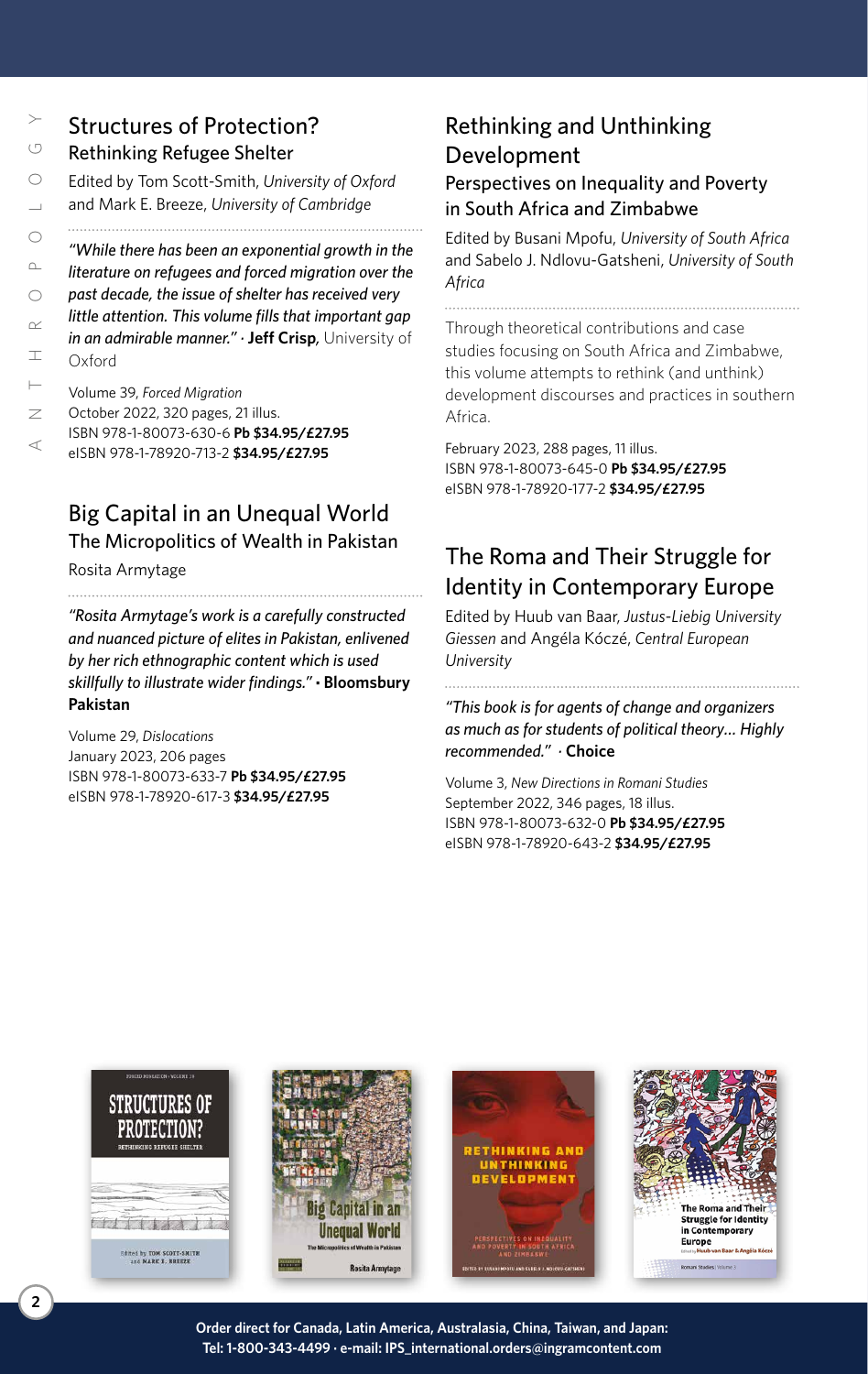## Structures of Protection?

### Rethinking Refugee Shelter

Edited by Tom Scott-Smith, *University of Oxford* and Mark E. Breeze, *University of Cambridge*

*"While there has been an exponential growth in the literature on refugees and forced migration over the past decade, the issue of shelter has received very little attention. This volume fills that important gap in an admirable manner."* · **Jeff Crisp,** University of Oxford

Volume 39, *Forced Migration*
October 2022, 320 pages, 21 illus.
ISBN 978-1-80073-630-6 **Pb $34.95/£27.95**
eISBN 978-1-78920-713-2 **$34.95/£27.95**

## Big Capital in an Unequal World

### The Micropolitics of Wealth in Pakistan

Rosita Armytage

*"Rosita Armytage's work is a carefully constructed and nuanced picture of elites in Pakistan, enlivened by her rich ethnographic content which is used skillfully to illustrate wider findings."* **· Bloomsbury Pakistan**

Volume 29, *Dislocations*
January 2023, 206 pages
ISBN 978-1-80073-633-7 **Pb $34.95/£27.95**
eISBN 978-1-78920-617-3 **$34.95/£27.95**

## Rethinking and Unthinking Development

### Perspectives on Inequality and Poverty in South Africa and Zimbabwe

Edited by Busani Mpofu, *University of South Africa* and Sabelo J. Ndlovu-Gatsheni, *University of South Africa*

Through theoretical contributions and case studies focusing on South Africa and Zimbabwe, this volume attempts to rethink (and unthink) development discourses and practices in southern Africa.

February 2023, 288 pages, 11 illus.
ISBN 978-1-80073-645-0 **Pb $34.95/£27.95**
eISBN 978-1-78920-177-2 **$34.95/£27.95**

## The Roma and Their Struggle for Identity in Contemporary Europe

Edited by Huub van Baar, *Justus-Liebig University Giessen* and Angéla Kóczé, *Central European University*

*"This book is for agents of change and organizers as much as for students of political theory… Highly recommended."* · **Choice**

Volume 3, *New Directions in Romani Studies*
September 2022, 346 pages, 18 illus.
ISBN 978-1-80073-632-0 **Pb $34.95/£27.95**
eISBN 978-1-78920-643-2 **$34.95/£27.95**

**Order direct for Canada, Latin America, Australasia, China, Taiwan, and Japan:**
**Tel: 1-800-343-4499 · e-mail: IPS_international.orders@ingramcontent.com**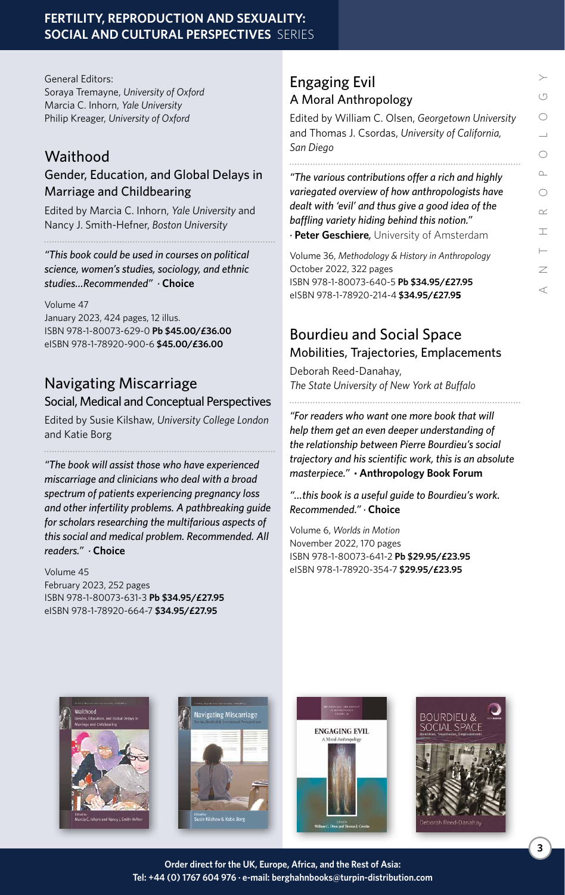## FERTILITY, REPRODUCTION AND SEXUALITY: SOCIAL AND CULTURAL PERSPECTIVES SERIES

General Editors:
Soraya Tremayne, *University of Oxford*
Marcia C. Inhorn, *Yale University*
Philip Kreager, *University of Oxford*

### Waithood
#### Gender, Education, and Global Delays in Marriage and Childbearing

Edited by Marcia C. Inhorn, *Yale University* and Nancy J. Smith-Hefner, *Boston University*

*"This book could be used in courses on political science, women's studies, sociology, and ethnic studies…Recommended"* · **Choice**

Volume 47
January 2023, 424 pages, 12 illus.
ISBN 978-1-80073-629-0 **Pb $45.00/£36.00**
eISBN 978-1-78920-900-6 **$45.00/£36.00**

### Navigating Miscarriage
#### Social, Medical and Conceptual Perspectives

Edited by Susie Kilshaw, *University College London* and Katie Borg

*"The book will assist those who have experienced miscarriage and clinicians who deal with a broad spectrum of patients experiencing pregnancy loss and other infertility problems. A pathbreaking guide for scholars researching the multifarious aspects of this social and medical problem. Recommended. All readers."* · **Choice**

Volume 45
February 2023, 252 pages
ISBN 978-1-80073-631-3 **Pb $34.95/£27.95**
eISBN 978-1-78920-664-7 **$34.95/£27.95**

### Engaging Evil
#### A Moral Anthropology

Edited by William C. Olsen, *Georgetown University* and Thomas J. Csordas, *University of California, San Diego*

*"The various contributions offer a rich and highly variegated overview of how anthropologists have dealt with 'evil' and thus give a good idea of the baffling variety hiding behind this notion."*
· **Peter Geschiere***,* University of Amsterdam

Volume 36, *Methodology & History in Anthropology*
October 2022, 322 pages
ISBN 978-1-80073-640-5 **Pb $34.95/£27.95**
eISBN 978-1-78920-214-4 **$34.95/£27.95**

### Bourdieu and Social Space
#### Mobilities, Trajectories, Emplacements

Deborah Reed-Danahay,
*The State University of New York at Buffalo*

*"For readers who want one more book that will help them get an even deeper understanding of the relationship between Pierre Bourdieu's social trajectory and his scientific work, this is an absolute masterpiece."* **· Anthropology Book Forum**

*"…this book is a useful guide to Bourdieu's work. Recommended."* · **Choice**

Volume 6, *Worlds in Motion*
November 2022, 170 pages
ISBN 978-1-80073-641-2 **Pb $29.95/£23.95**
eISBN 978-1-78920-354-7 **$29.95/£23.95**

**Order direct for the UK, Europe, Africa, and the Rest of Asia:**
**Tel: +44 (0) 1767 604 976 · e-mail: berghahnbooks@turpin-distribution.com**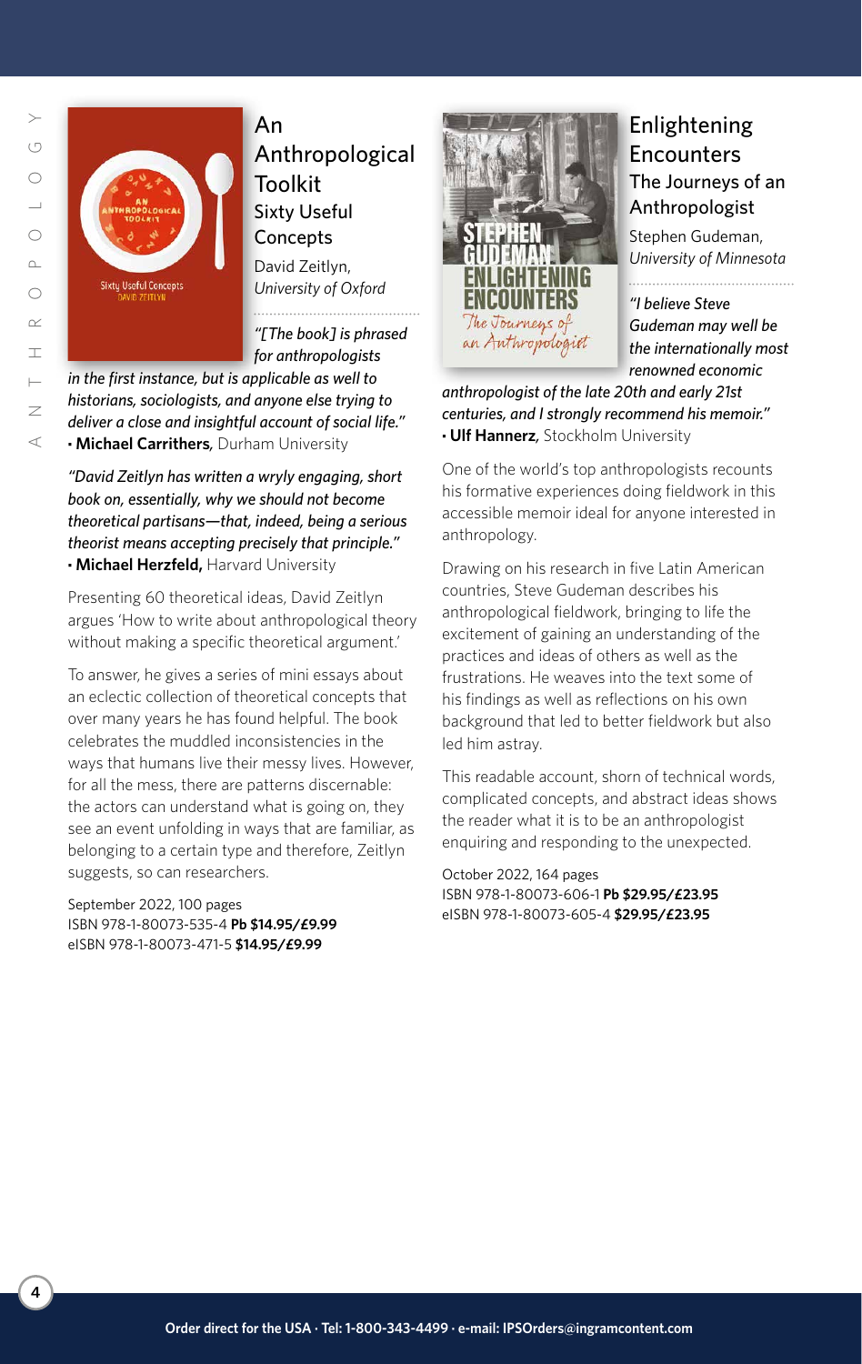## An Anthropological Toolkit
### Sixty Useful Concepts

David Zeitlyn, *University of Oxford*

*"[The book] is phrased for anthropologists in the first instance, but is applicable as well to historians, sociologists, and anyone else trying to deliver a close and insightful account of social life."*
**· Michael Carrithers,** Durham University

*"David Zeitlyn has written a wryly engaging, short book on, essentially, why we should not become theoretical partisans—that, indeed, being a serious theorist means accepting precisely that principle."*
**· Michael Herzfeld,** Harvard University

Presenting 60 theoretical ideas, David Zeitlyn argues 'How to write about anthropological theory without making a specific theoretical argument.'

To answer, he gives a series of mini essays about an eclectic collection of theoretical concepts that over many years he has found helpful. The book celebrates the muddled inconsistencies in the ways that humans live their messy lives. However, for all the mess, there are patterns discernable: the actors can understand what is going on, they see an event unfolding in ways that are familiar, as belonging to a certain type and therefore, Zeitlyn suggests, so can researchers.

September 2022, 100 pages
ISBN 978-1-80073-535-4 **Pb $14.95/£9.99**
eISBN 978-1-80073-471-5 **$14.95/£9.99**

## Enlightening Encounters
### The Journeys of an Anthropologist

Stephen Gudeman, *University of Minnesota*

*"I believe Steve Gudeman may well be the internationally most renowned economic anthropologist of the late 20th and early 21st centuries, and I strongly recommend his memoir."*
**· Ulf Hannerz,** Stockholm University

One of the world's top anthropologists recounts his formative experiences doing fieldwork in this accessible memoir ideal for anyone interested in anthropology.

Drawing on his research in five Latin American countries, Steve Gudeman describes his anthropological fieldwork, bringing to life the excitement of gaining an understanding of the practices and ideas of others as well as the frustrations. He weaves into the text some of his findings as well as reflections on his own background that led to better fieldwork but also led him astray.

This readable account, shorn of technical words, complicated concepts, and abstract ideas shows the reader what it is to be an anthropologist enquiring and responding to the unexpected.

October 2022, 164 pages
ISBN 978-1-80073-606-1 **Pb $29.95/£23.95**
eISBN 978-1-80073-605-4 **$29.95/£23.95**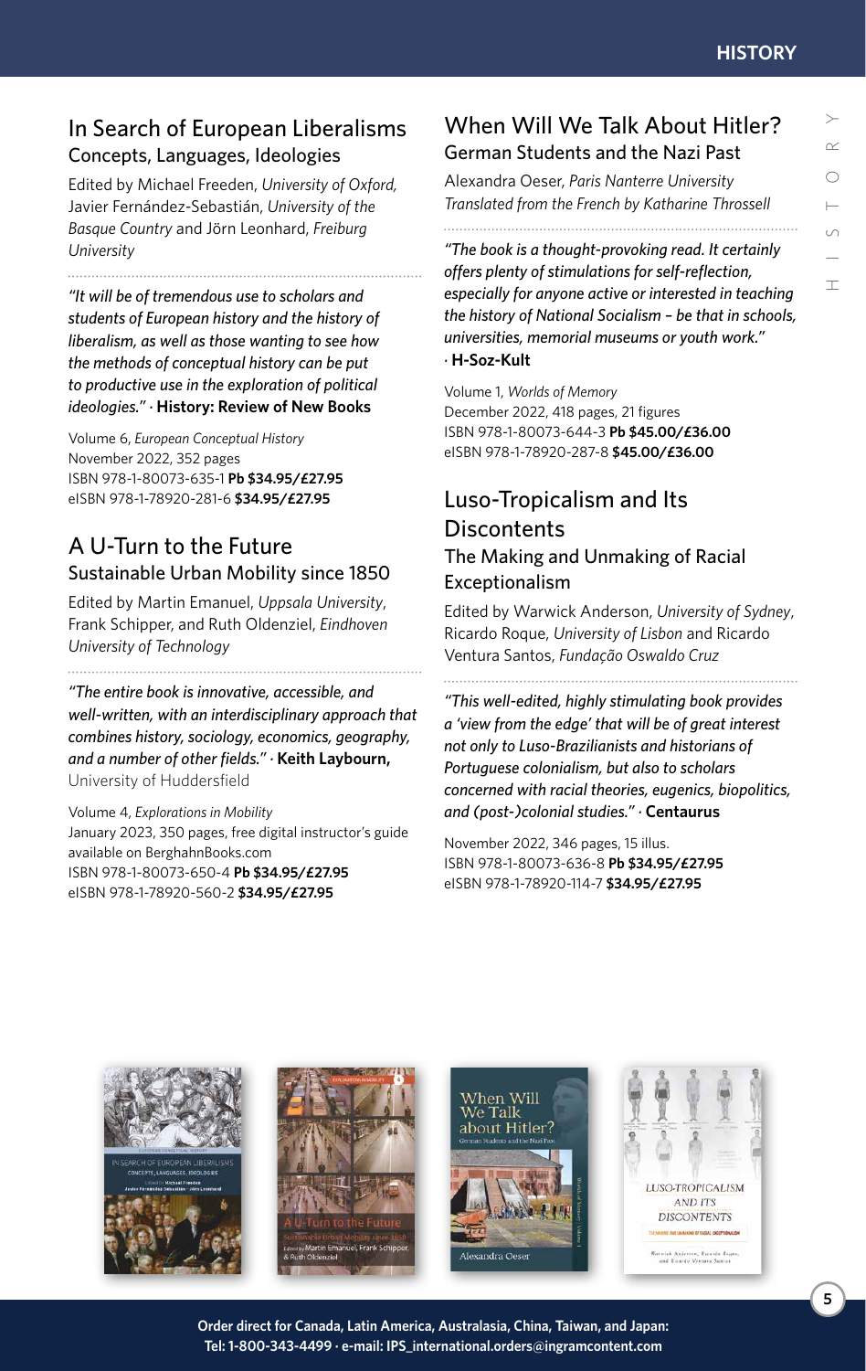## In Search of European Liberalisms
### Concepts, Languages, Ideologies

Edited by Michael Freeden, *University of Oxford,* Javier Fernández-Sebastián, *University of the Basque Country* and Jörn Leonhard, *Freiburg University*

*"It will be of tremendous use to scholars and students of European history and the history of liberalism, as well as those wanting to see how the methods of conceptual history can be put to productive use in the exploration of political ideologies."* · **History: Review of New Books**

Volume 6, *European Conceptual History*
November 2022, 352 pages
ISBN 978-1-80073-635-1 **Pb $34.95/£27.95**
eISBN 978-1-78920-281-6 **$34.95/£27.95**

## A U-Turn to the Future
### Sustainable Urban Mobility since 1850

Edited by Martin Emanuel, *Uppsala University*, Frank Schipper, and Ruth Oldenziel, *Eindhoven University of Technology*

*"The entire book is innovative, accessible, and well-written, with an interdisciplinary approach that combines history, sociology, economics, geography, and a number of other fields."* · **Keith Laybourn,** University of Huddersfield

Volume 4, *Explorations in Mobility*
January 2023, 350 pages, free digital instructor's guide available on BerghahnBooks.com
ISBN 978-1-80073-650-4 **Pb $34.95/£27.95**
eISBN 978-1-78920-560-2 **$34.95/£27.95**

## When Will We Talk About Hitler?
### German Students and the Nazi Past

Alexandra Oeser, *Paris Nanterre University*
*Translated from the French by Katharine Throssell*

*"The book is a thought-provoking read. It certainly offers plenty of stimulations for self-reflection, especially for anyone active or interested in teaching the history of National Socialism – be that in schools, universities, memorial museums or youth work."* · **H-Soz-Kult**

Volume 1, *Worlds of Memory*
December 2022, 418 pages, 21 figures
ISBN 978-1-80073-644-3 **Pb $45.00/£36.00**
eISBN 978-1-78920-287-8 **$45.00/£36.00**

## Luso-Tropicalism and Its Discontents
### The Making and Unmaking of Racial Exceptionalism

Edited by Warwick Anderson, *University of Sydney*, Ricardo Roque, *University of Lisbon* and Ricardo Ventura Santos, *Fundação Oswaldo Cruz*

*"This well-edited, highly stimulating book provides a 'view from the edge' that will be of great interest not only to Luso-Brazilianists and historians of Portuguese colonialism, but also to scholars concerned with racial theories, eugenics, biopolitics, and (post-)colonial studies."* · **Centaurus**

November 2022, 346 pages, 15 illus.
ISBN 978-1-80073-636-8 **Pb $34.95/£27.95**
eISBN 978-1-78920-114-7 **$34.95/£27.95**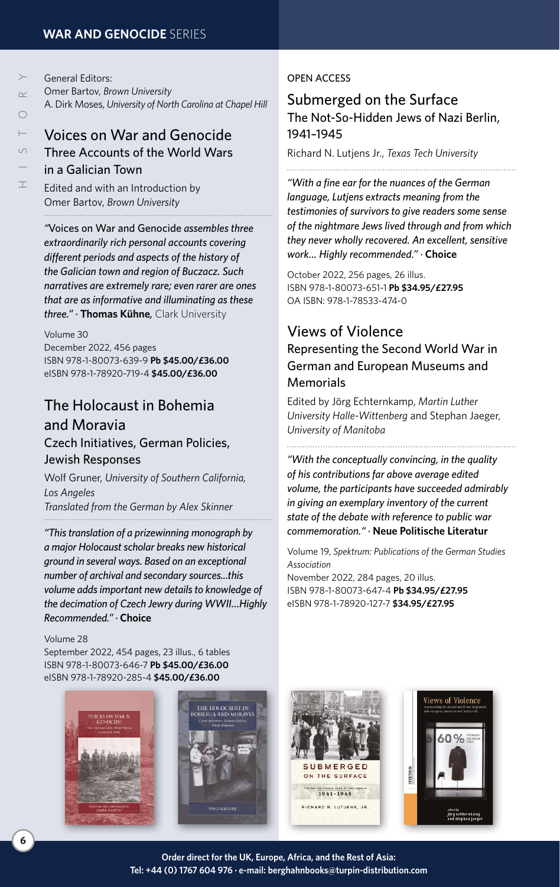## WAR AND GENOCIDE SERIES

General Editors:
Omer Bartov, *Brown University*
A. Dirk Moses, *University of North Carolina at Chapel Hill*

## Voices on War and Genocide
### Three Accounts of the World Wars in a Galician Town

Edited and with an Introduction by
Omer Bartov, *Brown University*

*"*Voices on War and Genocide *assembles three extraordinarily rich personal accounts covering different periods and aspects of the history of the Galician town and region of Buczacz. Such narratives are extremely rare; even rarer are ones that are as informative and illuminating as these three."* · **Thomas Kühne***,* Clark University

Volume 30
December 2022, 456 pages
ISBN 978-1-80073-639-9 **Pb $45.00/£36.00**
eISBN 978-1-78920-719-4 **$45.00/£36.00**

## The Holocaust in Bohemia and Moravia
### Czech Initiatives, German Policies, Jewish Responses

Wolf Gruner, *University of Southern California, Los Angeles*
*Translated from the German by Alex Skinner*

*"This translation of a prizewinning monograph by a major Holocaust scholar breaks new historical ground in several ways. Based on an exceptional number of archival and secondary sources…this volume adds important new details to knowledge of the decimation of Czech Jewry during WWII…Highly Recommended."* · **Choice**

Volume 28
September 2022, 454 pages, 23 illus., 6 tables
ISBN 978-1-80073-646-7 **Pb $45.00/£36.00**
eISBN 978-1-78920-285-4 **$45.00/£36.00**

OPEN ACCESS

## Submerged on the Surface
### The Not-So-Hidden Jews of Nazi Berlin, 1941–1945

Richard N. Lutjens Jr., *Texas Tech University*

*"With a fine ear for the nuances of the German language, Lutjens extracts meaning from the testimonies of survivors to give readers some sense of the nightmare Jews lived through and from which they never wholly recovered. An excellent, sensitive work… Highly recommended."* · **Choice**

October 2022, 256 pages, 26 illus.
ISBN 978-1-80073-651-1 **Pb $34.95/£27.95**
OA ISBN: 978-1-78533-474-0

## Views of Violence
### Representing the Second World War in German and European Museums and Memorials

Edited by Jörg Echternkamp, *Martin Luther University Halle-Wittenberg* and Stephan Jaeger, *University of Manitoba*

*"With the conceptually convincing, in the quality of his contributions far above average edited volume, the participants have succeeded admirably in giving an exemplary inventory of the current state of the debate with reference to public war commemoration."* · **Neue Politische Literatur**

Volume 19, *Spektrum: Publications of the German Studies Association*
November 2022, 284 pages, 20 illus.
ISBN 978-1-80073-647-4 **Pb $34.95/£27.95**
eISBN 978-1-78920-127-7 **$34.95/£27.95**

**Order direct for the UK, Europe, Africa, and the Rest of Asia:**
**Tel: +44 (0) 1767 604 976 · e-mail: berghahnbooks@turpin-distribution.com**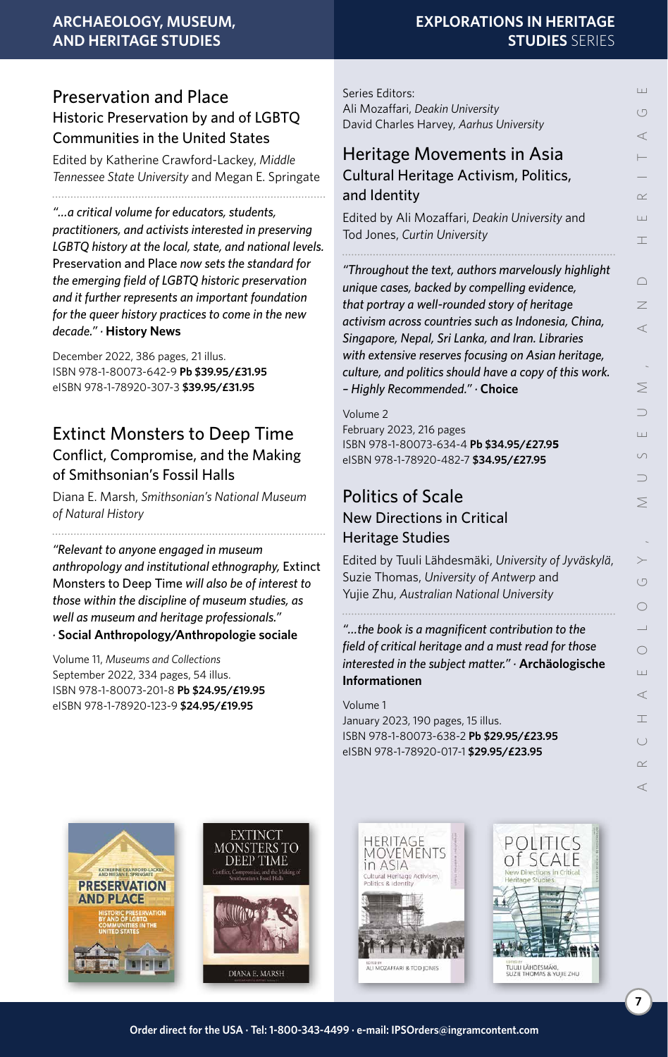## ARCHAEOLOGY, MUSEUM, AND HERITAGE STUDIES

### Preservation and Place
#### Historic Preservation by and of LGBTQ Communities in the United States

Edited by Katherine Crawford-Lackey, *Middle Tennessee State University* and Megan E. Springate

*"…a critical volume for educators, students, practitioners, and activists interested in preserving LGBTQ history at the local, state, and national levels.* Preservation and Place *now sets the standard for the emerging field of LGBTQ historic preservation and it further represents an important foundation for the queer history practices to come in the new decade."* · **History News**

December 2022, 386 pages, 21 illus.
ISBN 978-1-80073-642-9 **Pb $39.95/£31.95**
eISBN 978-1-78920-307-3 **$39.95/£31.95**

### Extinct Monsters to Deep Time
#### Conflict, Compromise, and the Making of Smithsonian's Fossil Halls

Diana E. Marsh, *Smithsonian's National Museum of Natural History*

*"Relevant to anyone engaged in museum anthropology and institutional ethnography,* Extinct Monsters to Deep Time *will also be of interest to those within the discipline of museum studies, as well as museum and heritage professionals."* · **Social Anthropology/Anthropologie sociale**

Volume 11, *Museums and Collections*
September 2022, 334 pages, 54 illus.
ISBN 978-1-80073-201-8 **Pb $24.95/£19.95**
eISBN 978-1-78920-123-9 **$24.95/£19.95**

## EXPLORATIONS IN HERITAGE STUDIES SERIES

Series Editors:
Ali Mozaffari, *Deakin University*
David Charles Harvey, *Aarhus University*

### Heritage Movements in Asia
#### Cultural Heritage Activism, Politics, and Identity

Edited by Ali Mozaffari, *Deakin University* and Tod Jones, *Curtin University*

*"Throughout the text, authors marvelously highlight unique cases, backed by compelling evidence, that portray a well-rounded story of heritage activism across countries such as Indonesia, China, Singapore, Nepal, Sri Lanka, and Iran. Libraries with extensive reserves focusing on Asian heritage, culture, and politics should have a copy of this work. – Highly Recommended."* · **Choice**

Volume 2
February 2023, 216 pages
ISBN 978-1-80073-634-4 **Pb $34.95/£27.95**
eISBN 978-1-78920-482-7 **$34.95/£27.95**

### Politics of Scale
#### New Directions in Critical Heritage Studies

Edited by Tuuli Lähdesmäki, *University of Jyväskylä*, Suzie Thomas, *University of Antwerp* and Yujie Zhu, *Australian National University*

*"…the book is a magnificent contribution to the field of critical heritage and a must read for those interested in the subject matter."* · **Archäologische Informationen**

Volume 1
January 2023, 190 pages, 15 illus.
ISBN 978-1-80073-638-2 **Pb $29.95/£23.95**
eISBN 978-1-78920-017-1 **$29.95/£23.95**

**Order direct for the USA · Tel: 1-800-343-4499 · e-mail: IPSOrders@ingramcontent.com**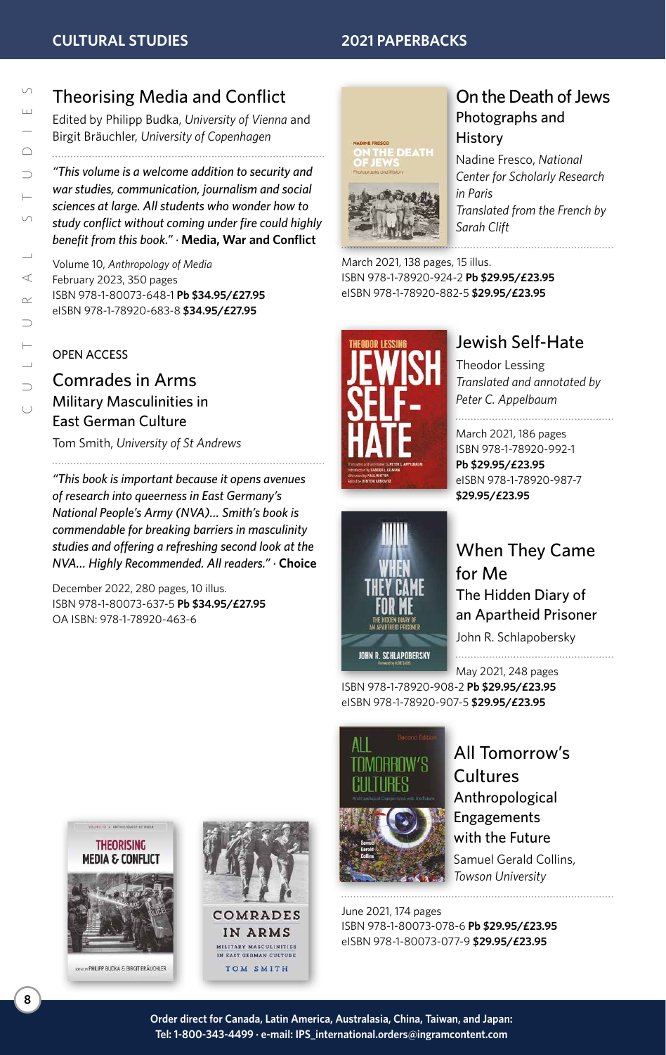# Theorising Media and Conflict

Edited by Philipp Budka, *University of Vienna* and Birgit Bräuchler, *University of Copenhagen*

*"This volume is a welcome addition to security and war studies, communication, journalism and social sciences at large. All students who wonder how to study conflict without coming under fire could highly benefit from this book."* · **Media, War and Conflict**

Volume 10, *Anthropology of Media*
February 2023, 350 pages
ISBN 978-1-80073-648-1 **Pb $34.95/£27.95**
eISBN 978-1-78920-683-8 **$34.95/£27.95**

OPEN ACCESS

# Comrades in Arms

## Military Masculinities in East German Culture

Tom Smith, *University of St Andrews*

*"This book is important because it opens avenues of research into queerness in East Germany's National People's Army (NVA)... Smith's book is commendable for breaking barriers in masculinity studies and offering a refreshing second look at the NVA... Highly Recommended. All readers."* · **Choice**

December 2022, 280 pages, 10 illus.
ISBN 978-1-80073-637-5 **Pb $34.95/£27.95**
OA ISBN: 978-1-78920-463-6

# On the Death of Jews

## Photographs and History

Nadine Fresco, *National Center for Scholarly Research in Paris*
*Translated from the French by Sarah Clift*

March 2021, 138 pages, 15 illus.
ISBN 978-1-78920-924-2 **Pb $29.95/£23.95**
eISBN 978-1-78920-882-5 **$29.95/£23.95**

# Jewish Self-Hate

Theodor Lessing
*Translated and annotated by Peter C. Appelbaum*

March 2021, 186 pages
ISBN 978-1-78920-992-1
**Pb $29.95/£23.95**
eISBN 978-1-78920-987-7
**$29.95/£23.95**

# When They Came for Me

## The Hidden Diary of an Apartheid Prisoner

John R. Schlapobersky

May 2021, 248 pages
ISBN 978-1-78920-908-2 **Pb $29.95/£23.95**
eISBN 978-1-78920-907-5 **$29.95/£23.95**

# All Tomorrow's Cultures

## Anthropological Engagements with the Future

Samuel Gerald Collins, *Towson University*

June 2021, 174 pages
ISBN 978-1-80073-078-6 **Pb $29.95/£23.95**
eISBN 978-1-80073-077-9 **$29.95/£23.95**

**Order direct for Canada, Latin America, Australasia, China, Taiwan, and Japan:**
**Tel: 1-800-343-4499 · e-mail: IPS_international.orders@ingramcontent.com**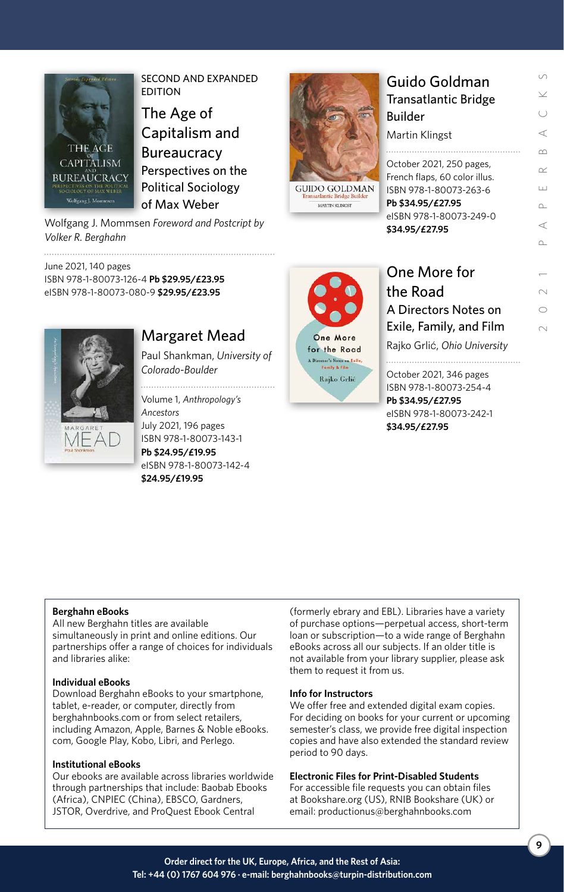SECOND AND EXPANDED EDITION

## The Age of Capitalism and Bureaucracy

### Perspectives on the Political Sociology of Max Weber

Wolfgang J. Mommsen *Foreword and Postcript by Volker R. Berghahn*

June 2021, 140 pages
ISBN 978-1-80073-126-4 **Pb $29.95/£23.95**
eISBN 978-1-80073-080-9 **$29.95/£23.95**

## Margaret Mead

Paul Shankman, *University of Colorado-Boulder*

Volume 1, *Anthropology's Ancestors*
July 2021, 196 pages
ISBN 978-1-80073-143-1
**Pb $24.95/£19.95**
eISBN 978-1-80073-142-4
**$24.95/£19.95**

## Guido Goldman

### Transatlantic Bridge Builder

Martin Klingst

October 2021, 250 pages, French flaps, 60 color illus.
ISBN 978-1-80073-263-6
**Pb $34.95/£27.95**
eISBN 978-1-80073-249-0
**$34.95/£27.95**

## One More for the Road

### A Directors Notes on Exile, Family, and Film

Rajko Grlić, *Ohio University*

October 2021, 346 pages
ISBN 978-1-80073-254-4
**Pb $34.95/£27.95**
eISBN 978-1-80073-242-1
**$34.95/£27.95**

**Berghahn eBooks**
All new Berghahn titles are available simultaneously in print and online editions. Our partnerships offer a range of choices for individuals and libraries alike:

**Individual eBooks**
Download Berghahn eBooks to your smartphone, tablet, e-reader, or computer, directly from berghahnbooks.com or from select retailers, including Amazon, Apple, Barnes & Noble eBooks.com, Google Play, Kobo, Libri, and Perlego.

**Institutional eBooks**
Our ebooks are available across libraries worldwide through partnerships that include: Baobab Ebooks (Africa), CNPIEC (China), EBSCO, Gardners, JSTOR, Overdrive, and ProQuest Ebook Central (formerly ebrary and EBL). Libraries have a variety of purchase options—perpetual access, short-term loan or subscription—to a wide range of Berghahn eBooks across all our subjects. If an older title is not available from your library supplier, please ask them to request it from us.

**Info for Instructors**
We offer free and extended digital exam copies. For deciding on books for your current or upcoming semester's class, we provide free digital inspection copies and have also extended the standard review period to 90 days.

**Electronic Files for Print-Disabled Students**
For accessible file requests you can obtain files at Bookshare.org (US), RNIB Bookshare (UK) or email: productionus@berghahnbooks.com

**Order direct for the UK, Europe, Africa, and the Rest of Asia:**
**Tel: +44 (0) 1767 604 976 · e-mail: berghahnbooks@turpin-distribution.com**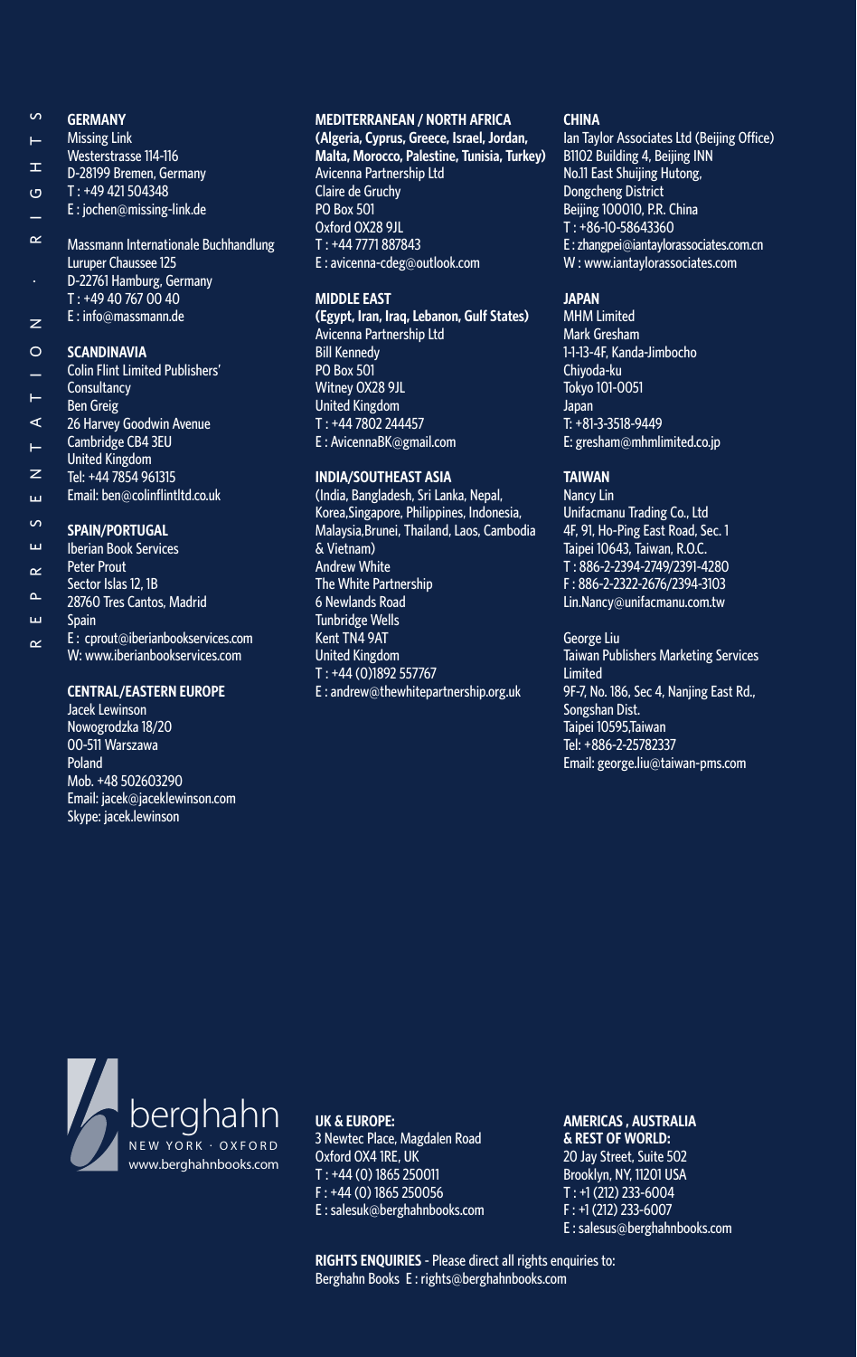# REPRESENTATION · RIGHTS

## GERMANY

Missing Link
Westerstrasse 114-116
D-28199 Bremen, Germany
T : +49 421 504348
E : jochen@missing-link.de

Massmann Internationale Buchhandlung
Luruper Chaussee 125
D-22761 Hamburg, Germany
T : +49 40 767 00 40
E : info@massmann.de

## SCANDINAVIA

Colin Flint Limited Publishers' Consultancy
Ben Greig
26 Harvey Goodwin Avenue
Cambridge CB4 3EU
United Kingdom
Tel: +44 7854 961315
Email: ben@colinflintltd.co.uk

## SPAIN/PORTUGAL

Iberian Book Services
Peter Prout
Sector Islas 12, 1B
28760 Tres Cantos, Madrid
Spain
E : cprout@iberianbookservices.com
W: www.iberianbookservices.com

## CENTRAL/EASTERN EUROPE

Jacek Lewinson
Nowogrodzka 18/20
00-511 Warszawa
Poland
Mob. +48 502603290
Email: jacek@jaceklewinson.com
Skype: jacek.lewinson

## MEDITERRANEAN / NORTH AFRICA

**(Algeria, Cyprus, Greece, Israel, Jordan, Malta, Morocco, Palestine, Tunisia, Turkey)**

Avicenna Partnership Ltd
Claire de Gruchy
PO Box 501
Oxford OX28 9JL
T : +44 7771 887843
E : avicenna-cdeg@outlook.com

## MIDDLE EAST

**(Egypt, Iran, Iraq, Lebanon, Gulf States)**

Avicenna Partnership Ltd
Bill Kennedy
PO Box 501
Witney OX28 9JL
United Kingdom
T : +44 7802 244457
E : AvicennaBK@gmail.com

## INDIA/SOUTHEAST ASIA

(India, Bangladesh, Sri Lanka, Nepal, Korea,Singapore, Philippines, Indonesia, Malaysia,Brunei, Thailand, Laos, Cambodia & Vietnam)

Andrew White
The White Partnership
6 Newlands Road
Tunbridge Wells
Kent TN4 9AT
United Kingdom
T : +44 (0)1892 557767
E : andrew@thewhitepartnership.org.uk

## CHINA

Ian Taylor Associates Ltd (Beijing Office)
B1102 Building 4, Beijing INN
No.11 East Shuijing Hutong,
Dongcheng District
Beijing 100010, P.R. China
T : +86-10-58643360
E : zhangpei@iantaylorassociates.com.cn
W : www.iantaylorassociates.com

## JAPAN

MHM Limited
Mark Gresham
1-1-13-4F, Kanda-Jimbocho
Chiyoda-ku
Tokyo 101-0051
Japan
T: +81-3-3518-9449
E: gresham@mhmlimited.co.jp

## TAIWAN

Nancy Lin
Unifacmanu Trading Co., Ltd
4F, 91, Ho-Ping East Road, Sec. 1
Taipei 10643, Taiwan, R.O.C.
T : 886-2-2394-2749/2391-4280
F : 886-2-2322-2676/2394-3103
Lin.Nancy@unifacmanu.com.tw

George Liu
Taiwan Publishers Marketing Services Limited
9F-7, No. 186, Sec 4, Nanjing East Rd., Songshan Dist.
Taipei 10595,Taiwan
Tel: +886-2-25782337
Email: george.liu@taiwan-pms.com

berghahn
NEW YORK · OXFORD
www.berghahnbooks.com

## UK & EUROPE:

3 Newtec Place, Magdalen Road
Oxford OX4 1RE, UK
T : +44 (0) 1865 250011
F : +44 (0) 1865 250056
E : salesuk@berghahnbooks.com

## AMERICAS , AUSTRALIA & REST OF WORLD:

20 Jay Street, Suite 502
Brooklyn, NY, 11201 USA
T : +1 (212) 233-6004
F : +1 (212) 233-6007
E : salesus@berghahnbooks.com

**RIGHTS ENQUIRIES** - Please direct all rights enquiries to:
Berghahn Books E : rights@berghahnbooks.com